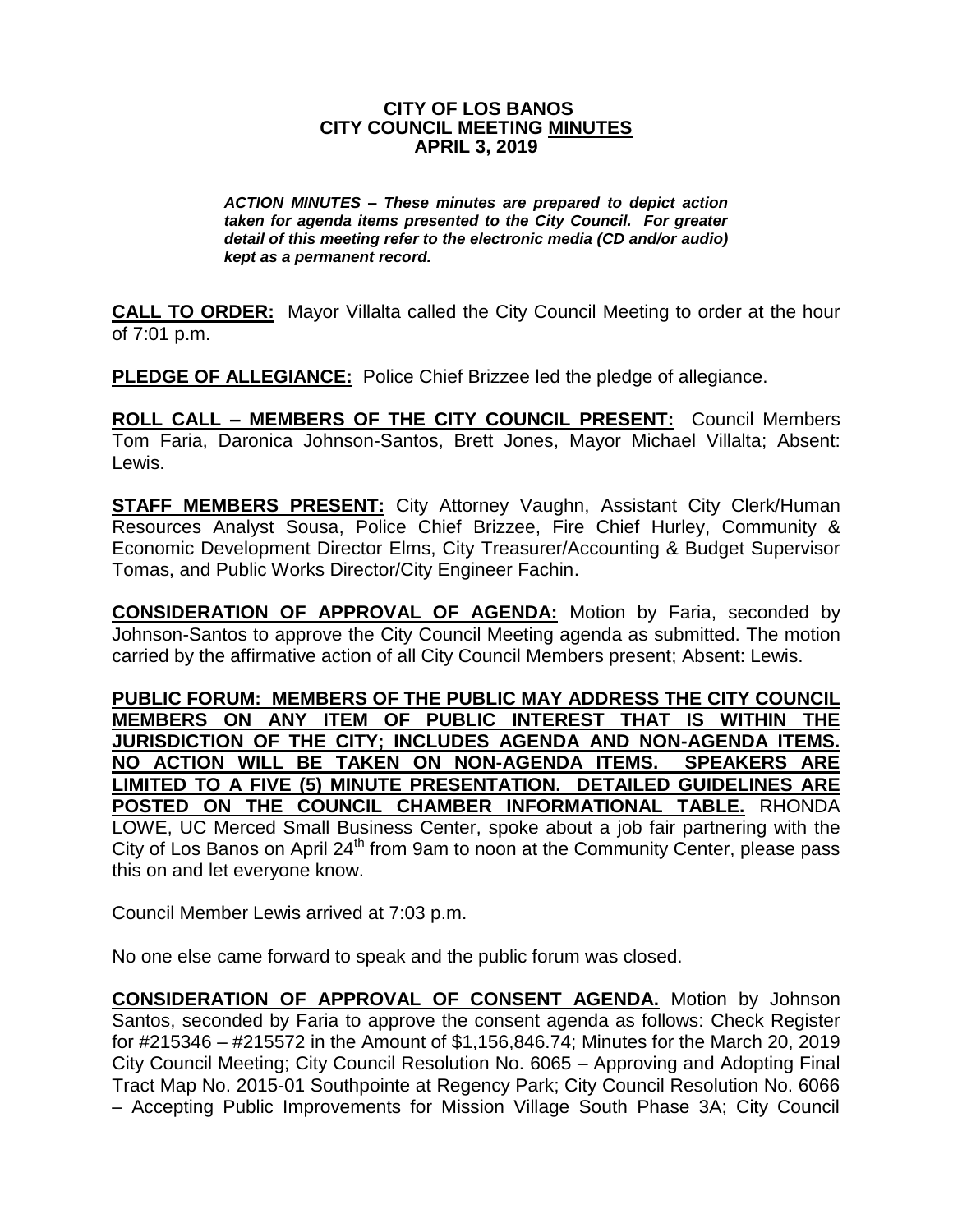**CITY OF LOS BANOS**
**CITY COUNCIL MEETING MINUTES**
**APRIL 3, 2019**

***ACTION MINUTES – These minutes are prepared to depict action taken for agenda items presented to the City Council. For greater detail of this meeting refer to the electronic media (CD and/or audio) kept as a permanent record.***

**CALL TO ORDER:** Mayor Villalta called the City Council Meeting to order at the hour of 7:01 p.m.

**PLEDGE OF ALLEGIANCE:** Police Chief Brizzee led the pledge of allegiance.

**ROLL CALL – MEMBERS OF THE CITY COUNCIL PRESENT:** Council Members Tom Faria, Daronica Johnson-Santos, Brett Jones, Mayor Michael Villalta; Absent: Lewis.

**STAFF MEMBERS PRESENT:** City Attorney Vaughn, Assistant City Clerk/Human Resources Analyst Sousa, Police Chief Brizzee, Fire Chief Hurley, Community & Economic Development Director Elms, City Treasurer/Accounting & Budget Supervisor Tomas, and Public Works Director/City Engineer Fachin.

**CONSIDERATION OF APPROVAL OF AGENDA:** Motion by Faria, seconded by Johnson-Santos to approve the City Council Meeting agenda as submitted. The motion carried by the affirmative action of all City Council Members present; Absent: Lewis.

**PUBLIC FORUM: MEMBERS OF THE PUBLIC MAY ADDRESS THE CITY COUNCIL MEMBERS ON ANY ITEM OF PUBLIC INTEREST THAT IS WITHIN THE JURISDICTION OF THE CITY; INCLUDES AGENDA AND NON-AGENDA ITEMS. NO ACTION WILL BE TAKEN ON NON-AGENDA ITEMS. SPEAKERS ARE LIMITED TO A FIVE (5) MINUTE PRESENTATION. DETAILED GUIDELINES ARE POSTED ON THE COUNCIL CHAMBER INFORMATIONAL TABLE.** RHONDA LOWE, UC Merced Small Business Center, spoke about a job fair partnering with the City of Los Banos on April 24th from 9am to noon at the Community Center, please pass this on and let everyone know.

Council Member Lewis arrived at 7:03 p.m.

No one else came forward to speak and the public forum was closed.

**CONSIDERATION OF APPROVAL OF CONSENT AGENDA.** Motion by Johnson Santos, seconded by Faria to approve the consent agenda as follows: Check Register for #215346 – #215572 in the Amount of $1,156,846.74; Minutes for the March 20, 2019 City Council Meeting; City Council Resolution No. 6065 – Approving and Adopting Final Tract Map No. 2015-01 Southpointe at Regency Park; City Council Resolution No. 6066 – Accepting Public Improvements for Mission Village South Phase 3A; City Council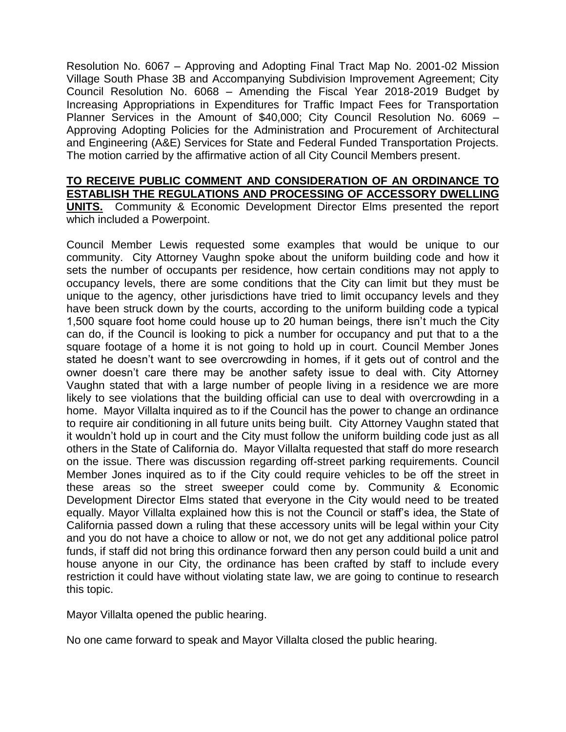Resolution No. 6067 – Approving and Adopting Final Tract Map No. 2001-02 Mission Village South Phase 3B and Accompanying Subdivision Improvement Agreement; City Council Resolution No. 6068 – Amending the Fiscal Year 2018-2019 Budget by Increasing Appropriations in Expenditures for Traffic Impact Fees for Transportation Planner Services in the Amount of $40,000; City Council Resolution No. 6069 – Approving Adopting Policies for the Administration and Procurement of Architectural and Engineering (A&E) Services for State and Federal Funded Transportation Projects. The motion carried by the affirmative action of all City Council Members present.

**TO RECEIVE PUBLIC COMMENT AND CONSIDERATION OF AN ORDINANCE TO ESTABLISH THE REGULATIONS AND PROCESSING OF ACCESSORY DWELLING UNITS.** Community & Economic Development Director Elms presented the report which included a Powerpoint.

Council Member Lewis requested some examples that would be unique to our community. City Attorney Vaughn spoke about the uniform building code and how it sets the number of occupants per residence, how certain conditions may not apply to occupancy levels, there are some conditions that the City can limit but they must be unique to the agency, other jurisdictions have tried to limit occupancy levels and they have been struck down by the courts, according to the uniform building code a typical 1,500 square foot home could house up to 20 human beings, there isn't much the City can do, if the Council is looking to pick a number for occupancy and put that to a the square footage of a home it is not going to hold up in court. Council Member Jones stated he doesn't want to see overcrowding in homes, if it gets out of control and the owner doesn't care there may be another safety issue to deal with. City Attorney Vaughn stated that with a large number of people living in a residence we are more likely to see violations that the building official can use to deal with overcrowding in a home. Mayor Villalta inquired as to if the Council has the power to change an ordinance to require air conditioning in all future units being built. City Attorney Vaughn stated that it wouldn't hold up in court and the City must follow the uniform building code just as all others in the State of California do. Mayor Villalta requested that staff do more research on the issue. There was discussion regarding off-street parking requirements. Council Member Jones inquired as to if the City could require vehicles to be off the street in these areas so the street sweeper could come by. Community & Economic Development Director Elms stated that everyone in the City would need to be treated equally. Mayor Villalta explained how this is not the Council or staff's idea, the State of California passed down a ruling that these accessory units will be legal within your City and you do not have a choice to allow or not, we do not get any additional police patrol funds, if staff did not bring this ordinance forward then any person could build a unit and house anyone in our City, the ordinance has been crafted by staff to include every restriction it could have without violating state law, we are going to continue to research this topic.

Mayor Villalta opened the public hearing.

No one came forward to speak and Mayor Villalta closed the public hearing.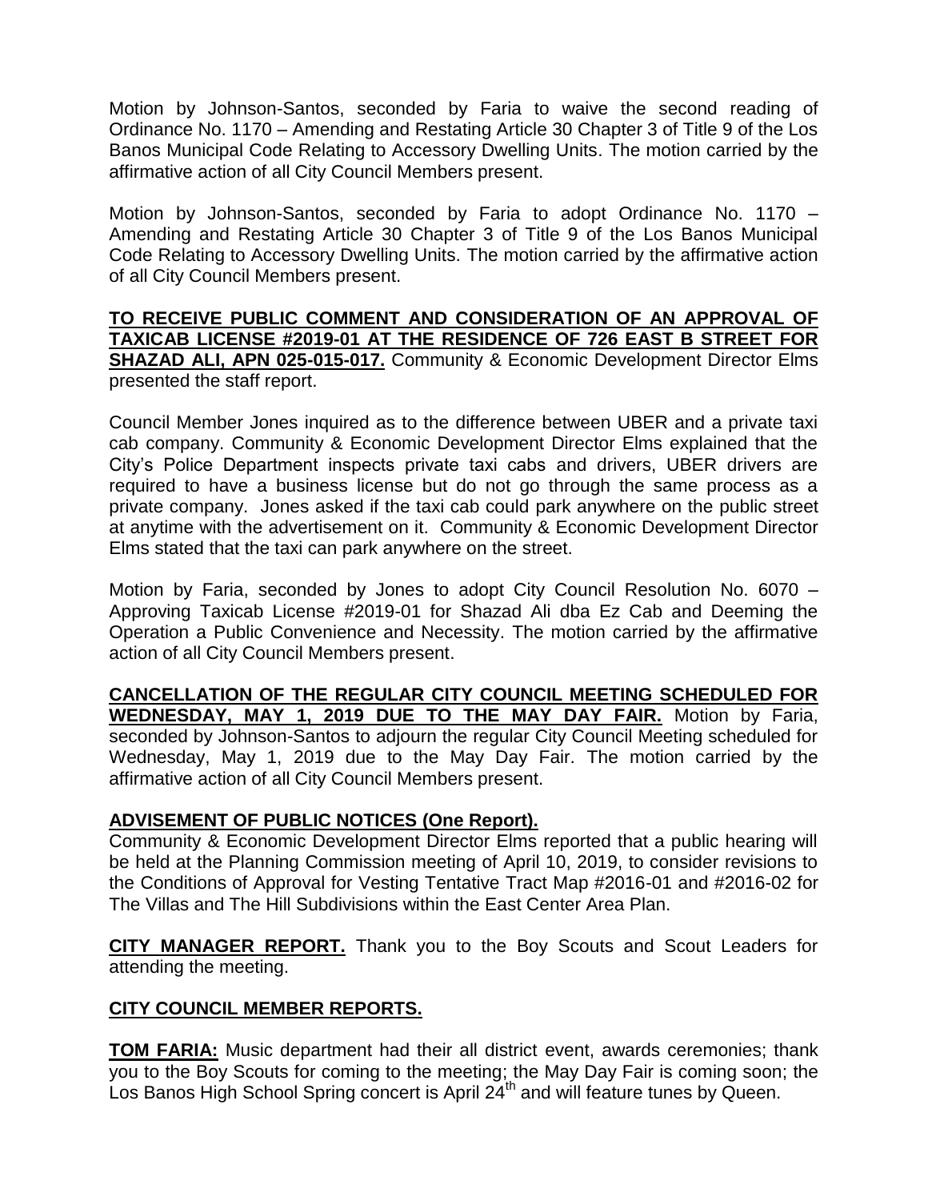Motion by Johnson-Santos, seconded by Faria to waive the second reading of Ordinance No. 1170 – Amending and Restating Article 30 Chapter 3 of Title 9 of the Los Banos Municipal Code Relating to Accessory Dwelling Units. The motion carried by the affirmative action of all City Council Members present.

Motion by Johnson-Santos, seconded by Faria to adopt Ordinance No. 1170 – Amending and Restating Article 30 Chapter 3 of Title 9 of the Los Banos Municipal Code Relating to Accessory Dwelling Units. The motion carried by the affirmative action of all City Council Members present.

**TO RECEIVE PUBLIC COMMENT AND CONSIDERATION OF AN APPROVAL OF TAXICAB LICENSE #2019-01 AT THE RESIDENCE OF 726 EAST B STREET FOR SHAZAD ALI, APN 025-015-017.** Community & Economic Development Director Elms presented the staff report.

Council Member Jones inquired as to the difference between UBER and a private taxi cab company. Community & Economic Development Director Elms explained that the City's Police Department inspects private taxi cabs and drivers, UBER drivers are required to have a business license but do not go through the same process as a private company. Jones asked if the taxi cab could park anywhere on the public street at anytime with the advertisement on it. Community & Economic Development Director Elms stated that the taxi can park anywhere on the street.

Motion by Faria, seconded by Jones to adopt City Council Resolution No. 6070 – Approving Taxicab License #2019-01 for Shazad Ali dba Ez Cab and Deeming the Operation a Public Convenience and Necessity. The motion carried by the affirmative action of all City Council Members present.

**CANCELLATION OF THE REGULAR CITY COUNCIL MEETING SCHEDULED FOR WEDNESDAY, MAY 1, 2019 DUE TO THE MAY DAY FAIR.** Motion by Faria, seconded by Johnson-Santos to adjourn the regular City Council Meeting scheduled for Wednesday, May 1, 2019 due to the May Day Fair. The motion carried by the affirmative action of all City Council Members present.

**ADVISEMENT OF PUBLIC NOTICES (One Report).**

Community & Economic Development Director Elms reported that a public hearing will be held at the Planning Commission meeting of April 10, 2019, to consider revisions to the Conditions of Approval for Vesting Tentative Tract Map #2016-01 and #2016-02 for The Villas and The Hill Subdivisions within the East Center Area Plan.

**CITY MANAGER REPORT.** Thank you to the Boy Scouts and Scout Leaders for attending the meeting.

**CITY COUNCIL MEMBER REPORTS.**

**TOM FARIA:** Music department had their all district event, awards ceremonies; thank you to the Boy Scouts for coming to the meeting; the May Day Fair is coming soon; the Los Banos High School Spring concert is April 24th and will feature tunes by Queen.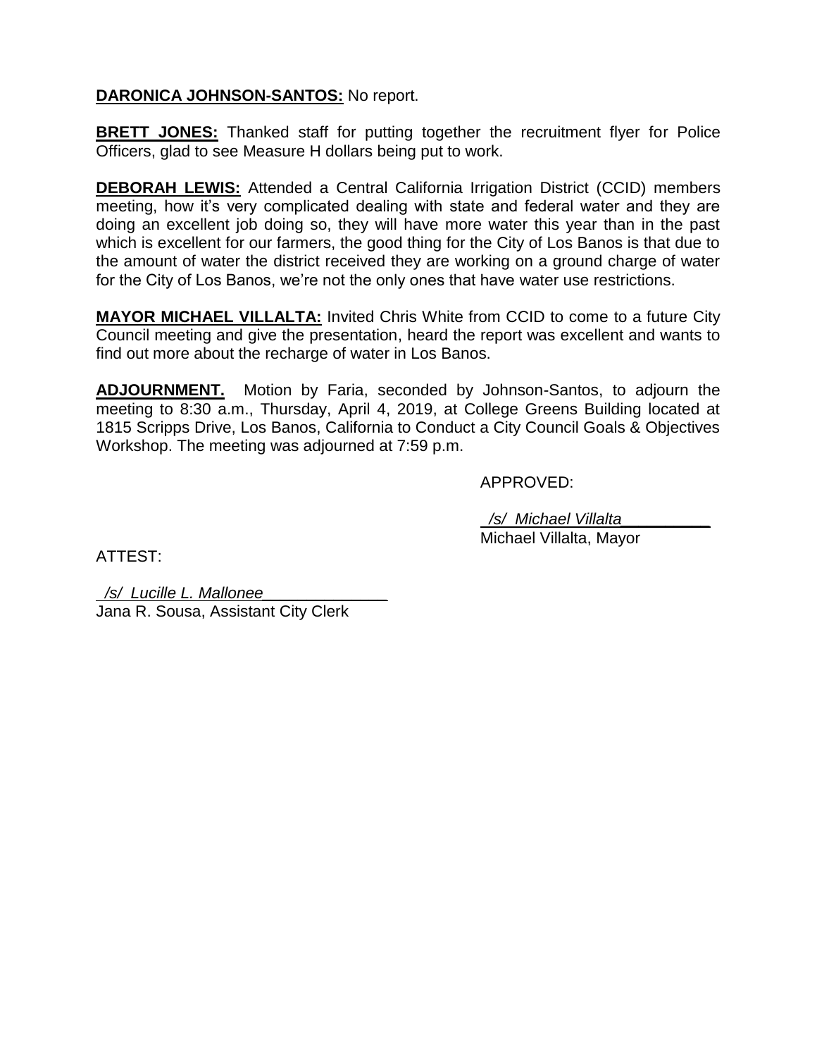**DARONICA JOHNSON-SANTOS:** No report.

**BRETT JONES:** Thanked staff for putting together the recruitment flyer for Police Officers, glad to see Measure H dollars being put to work.

**DEBORAH LEWIS:** Attended a Central California Irrigation District (CCID) members meeting, how it's very complicated dealing with state and federal water and they are doing an excellent job doing so, they will have more water this year than in the past which is excellent for our farmers, the good thing for the City of Los Banos is that due to the amount of water the district received they are working on a ground charge of water for the City of Los Banos, we're not the only ones that have water use restrictions.

**MAYOR MICHAEL VILLALTA:** Invited Chris White from CCID to come to a future City Council meeting and give the presentation, heard the report was excellent and wants to find out more about the recharge of water in Los Banos.

**ADJOURNMENT.** Motion by Faria, seconded by Johnson-Santos, to adjourn the meeting to 8:30 a.m., Thursday, April 4, 2019, at College Greens Building located at 1815 Scripps Drive, Los Banos, California to Conduct a City Council Goals & Objectives Workshop. The meeting was adjourned at 7:59 p.m.

APPROVED:

*/s/ Michael Villalta*

Michael Villalta, Mayor

ATTEST:

*/s/ Lucille L. Mallonee*

Jana R. Sousa, Assistant City Clerk